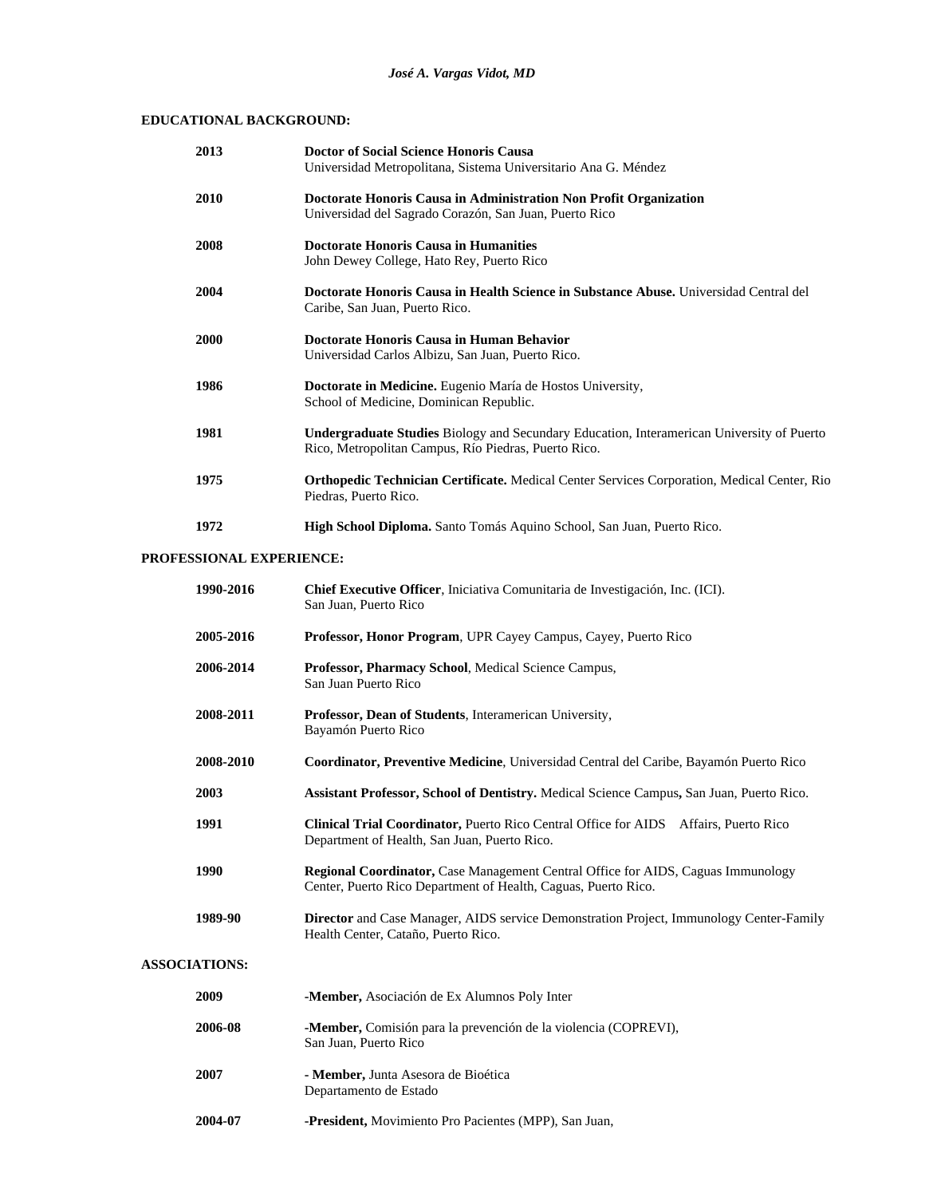*José A. Vargas Vidot, MD*

**EDUCATIONAL BACKGROUND:**

| | |
|---|---|
| **2013** | **Doctor of Social Science Honoris Causa** Universidad Metropolitana, Sistema Universitario Ana G. Méndez |
| **2010** | **Doctorate Honoris Causa in Administration Non Profit Organization** Universidad del Sagrado Corazón, San Juan, Puerto Rico |
| **2008** | **Doctorate Honoris Causa in Humanities** John Dewey College, Hato Rey, Puerto Rico |
| **2004** | **Doctorate Honoris Causa in Health Science in Substance Abuse.** Universidad Central del Caribe, San Juan, Puerto Rico. |
| **2000** | **Doctorate Honoris Causa in Human Behavior** Universidad Carlos Albizu, San Juan, Puerto Rico. |
| **1986** | **Doctorate in Medicine.** Eugenio María de Hostos University, School of Medicine, Dominican Republic. |
| **1981** | **Undergraduate Studies** Biology and Secundary Education, Interamerican University of Puerto Rico, Metropolitan Campus, Río Piedras, Puerto Rico. |
| **1975** | **Orthopedic Technician Certificate.** Medical Center Services Corporation, Medical Center, Rio Piedras, Puerto Rico. |
| **1972** | **High School Diploma.** Santo Tomás Aquino School, San Juan, Puerto Rico. |

**PROFESSIONAL EXPERIENCE:**

| | |
|---|---|
| **1990-2016** | **Chief Executive Officer**, Iniciativa Comunitaria de Investigación, Inc. (ICI). San Juan, Puerto Rico |
| **2005-2016** | **Professor, Honor Program**, UPR Cayey Campus, Cayey, Puerto Rico |
| **2006-2014** | **Professor, Pharmacy School**, Medical Science Campus, San Juan Puerto Rico |
| **2008-2011** | **Professor, Dean of Students**, Interamerican University, Bayamón Puerto Rico |
| **2008-2010** | **Coordinator, Preventive Medicine**, Universidad Central del Caribe, Bayamón Puerto Rico |
| **2003** | **Assistant Professor, School of Dentistry.** Medical Science Campus**,** San Juan, Puerto Rico. |
| **1991** | **Clinical Trial Coordinator,** Puerto Rico Central Office for AIDS Affairs, Puerto Rico Department of Health, San Juan, Puerto Rico. |
| **1990** | **Regional Coordinator,** Case Management Central Office for AIDS, Caguas Immunology Center, Puerto Rico Department of Health, Caguas, Puerto Rico. |
| **1989-90** | **Director** and Case Manager, AIDS service Demonstration Project, Immunology Center-Family Health Center, Cataño, Puerto Rico. |

**ASSOCIATIONS:**

| | |
|---|---|
| **2009** | **-Member,** Asociación de Ex Alumnos Poly Inter |
| **2006-08** | **-Member,** Comisión para la prevención de la violencia (COPREVI), San Juan, Puerto Rico |
| **2007** | **- Member,** Junta Asesora de Bioética Departamento de Estado |
| **2004-07** | **-President,** Movimiento Pro Pacientes (MPP), San Juan, |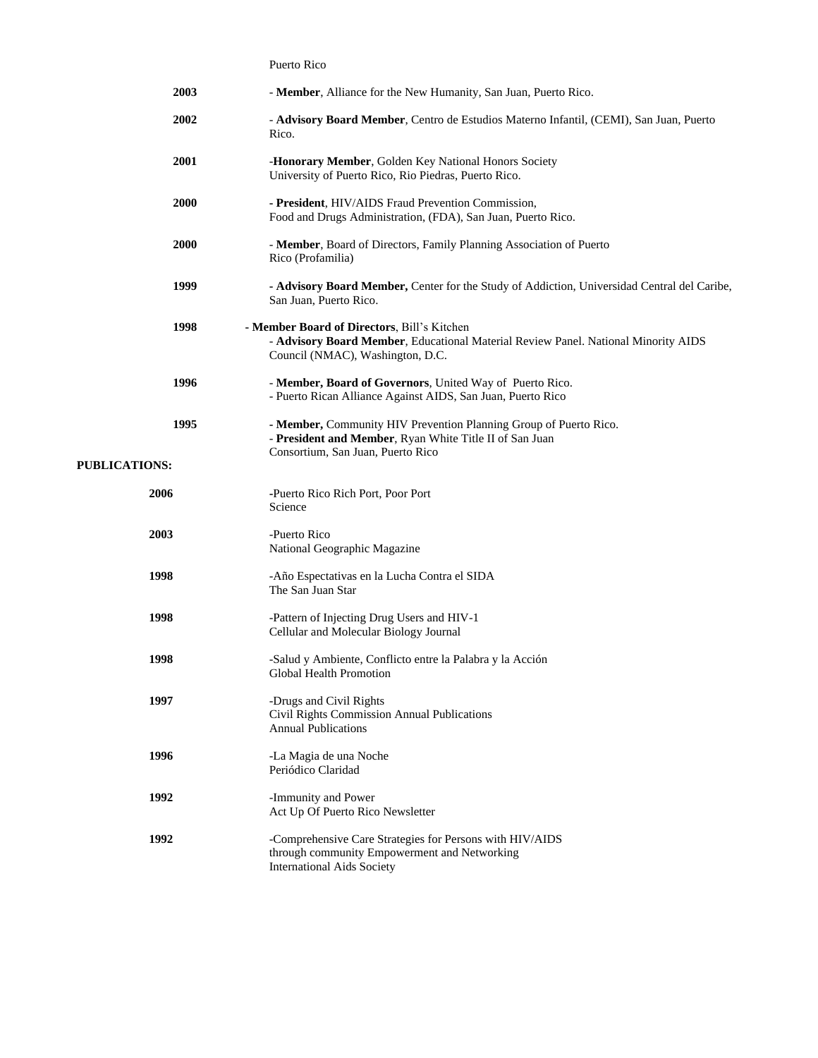Puerto Rico

**2003** - **Member**, Alliance for the New Humanity, San Juan, Puerto Rico.

**2002** - **Advisory Board Member**, Centro de Estudios Materno Infantil, (CEMI), San Juan, Puerto Rico.

**2001** -**Honorary Member**, Golden Key National Honors Society
University of Puerto Rico, Rio Piedras, Puerto Rico.

**2000** - **President**, HIV/AIDS Fraud Prevention Commission,
Food and Drugs Administration, (FDA), San Juan, Puerto Rico.

**2000** - **Member**, Board of Directors, Family Planning Association of Puerto Rico (Profamilia)

**1999** - **Advisory Board Member,** Center for the Study of Addiction, Universidad Central del Caribe, San Juan, Puerto Rico.

**1998** - **Member Board of Directors**, Bill's Kitchen
- **Advisory Board Member**, Educational Material Review Panel. National Minority AIDS Council (NMAC), Washington, D.C.

**1996** - **Member, Board of Governors**, United Way of Puerto Rico.
- Puerto Rican Alliance Against AIDS, San Juan, Puerto Rico

**1995** - **Member,** Community HIV Prevention Planning Group of Puerto Rico.
- **President and Member**, Ryan White Title II of San Juan Consortium, San Juan, Puerto Rico

**PUBLICATIONS:**

**2006** -Puerto Rico Rich Port, Poor Port
Science

**2003** -Puerto Rico
National Geographic Magazine

**1998** -Año Espectativas en la Lucha Contra el SIDA
The San Juan Star

**1998** -Pattern of Injecting Drug Users and HIV-1
Cellular and Molecular Biology Journal

**1998** -Salud y Ambiente, Conflicto entre la Palabra y la Acción
Global Health Promotion

**1997** -Drugs and Civil Rights
Civil Rights Commission Annual Publications
Annual Publications

**1996** -La Magia de una Noche
Periódico Claridad

**1992** -Immunity and Power
Act Up Of Puerto Rico Newsletter

**1992** -Comprehensive Care Strategies for Persons with HIV/AIDS through community Empowerment and Networking
International Aids Society